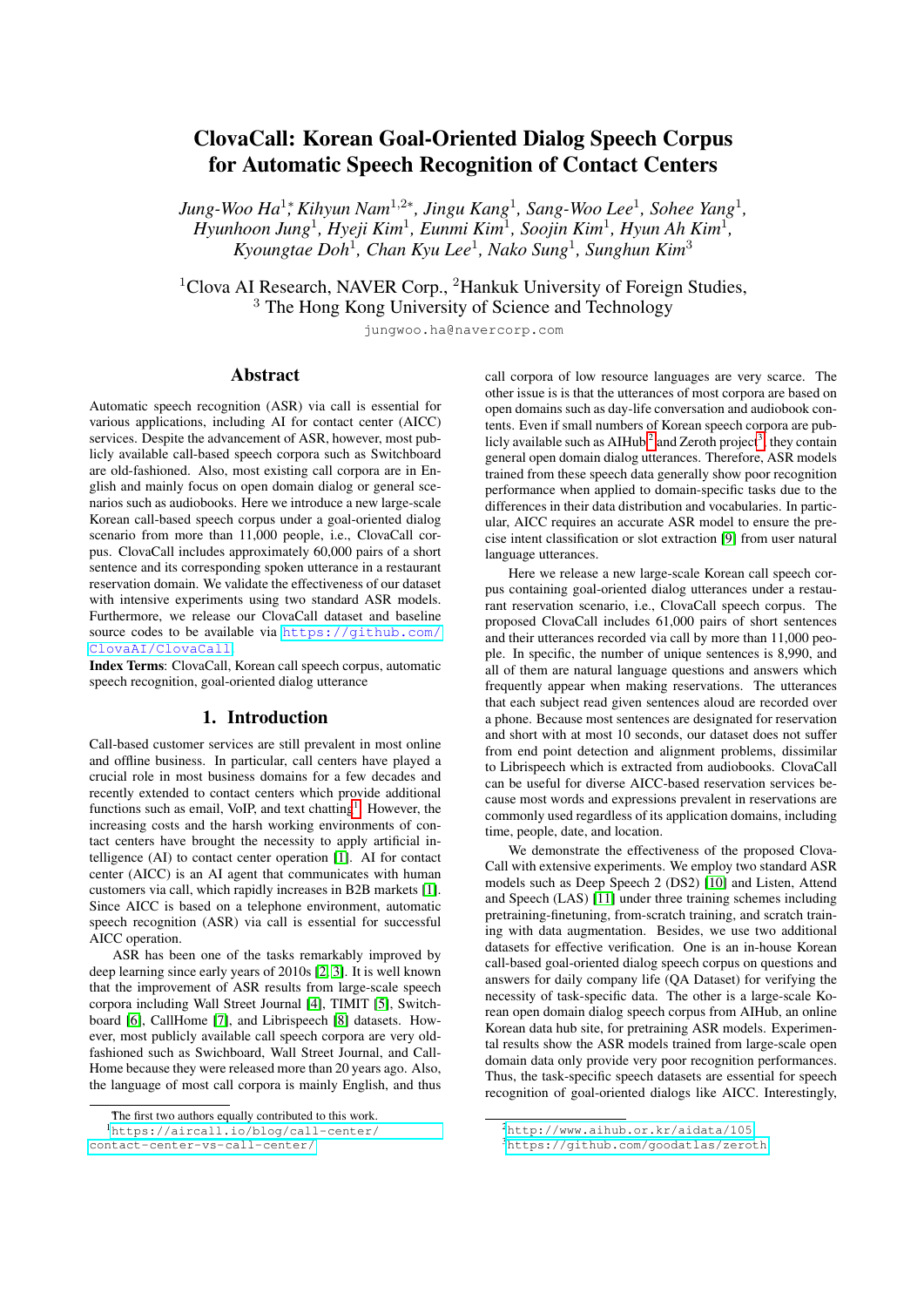# ClovaCall: Korean Goal-Oriented Dialog Speech Corpus for Automatic Speech Recognition of Contact Centers

*Jung-Woo Ha*[1]*, *Kihyun Nam*[1,2]*, *Jingu Kang*[1], *Sang-Woo Lee*[1], *Sohee Yang*[1], *Hyunhoon Jung*[1], *Hyeji Kim*[1], *Eunmi Kim*[1], *Soojin Kim*[1], *Hyun Ah Kim*[1], *Kyoungtae Doh*[1], *Chan Kyu Lee*[1], *Nako Sung*[1], *Sunghun Kim*[3]

[1]Clova AI Research, NAVER Corp., [2]Hankuk University of Foreign Studies, [3] The Hong Kong University of Science and Technology

jungwoo.ha@navercorp.com

## Abstract

Automatic speech recognition (ASR) via call is essential for various applications, including AI for contact center (AICC) services. Despite the advancement of ASR, however, most publicly available call-based speech corpora such as Switchboard are old-fashioned. Also, most existing call corpora are in English and mainly focus on open domain dialog or general scenarios such as audiobooks. Here we introduce a new large-scale Korean call-based speech corpus under a goal-oriented dialog scenario from more than 11,000 people, i.e., ClovaCall corpus. ClovaCall includes approximately 60,000 pairs of a short sentence and its corresponding spoken utterance in a restaurant reservation domain. We validate the effectiveness of our dataset with intensive experiments using two standard ASR models. Furthermore, we release our ClovaCall dataset and baseline source codes to be available via https://github.com/ClovaAI/ClovaCall.

**Index Terms**: ClovaCall, Korean call speech corpus, automatic speech recognition, goal-oriented dialog utterance

## 1. Introduction

Call-based customer services are still prevalent in most online and offline business. In particular, call centers have played a crucial role in most business domains for a few decades and recently extended to contact centers which provide additional functions such as email, VoIP, and text chatting[1]. However, the increasing costs and the harsh working environments of contact centers have brought the necessity to apply artificial intelligence (AI) to contact center operation [1]. AI for contact center (AICC) is an AI agent that communicates with human customers via call, which rapidly increases in B2B markets [1]. Since AICC is based on a telephone environment, automatic speech recognition (ASR) via call is essential for successful AICC operation.

ASR has been one of the tasks remarkably improved by deep learning since early years of 2010s [2, 3]. It is well known that the improvement of ASR results from large-scale speech corpora including Wall Street Journal [4], TIMIT [5], Switchboard [6], CallHome [7], and Librispeech [8] datasets. However, most publicly available call speech corpora are very old-fashioned such as Swichboard, Wall Street Journal, and CallHome because they were released more than 20 years ago. Also, the language of most call corpora is mainly English, and thus call corpora of low resource languages are very scarce. The other issue is is that the utterances of most corpora are based on open domains such as day-life conversation and audiobook contents. Even if small numbers of Korean speech corpora are publicly available such as AIHub[2] and Zeroth project[3], they contain general open domain dialog utterances. Therefore, ASR models trained from these speech data generally show poor recognition performance when applied to domain-specific tasks due to the differences in their data distribution and vocabularies. In particular, AICC requires an accurate ASR model to ensure the precise intent classification or slot extraction [9] from user natural language utterances.

Here we release a new large-scale Korean call speech corpus containing goal-oriented dialog utterances under a restaurant reservation scenario, i.e., ClovaCall speech corpus. The proposed ClovaCall includes 61,000 pairs of short sentences and their utterances recorded via call by more than 11,000 people. In specific, the number of unique sentences is 8,990, and all of them are natural language questions and answers which frequently appear when making reservations. The utterances that each subject read given sentences aloud are recorded over a phone. Because most sentences are designated for reservation and short with at most 10 seconds, our dataset does not suffer from end point detection and alignment problems, dissimilar to Librispeech which is extracted from audiobooks. ClovaCall can be useful for diverse AICC-based reservation services because most words and expressions prevalent in reservations are commonly used regardless of its application domains, including time, people, date, and location.

We demonstrate the effectiveness of the proposed ClovaCall with extensive experiments. We employ two standard ASR models such as Deep Speech 2 (DS2) [10] and Listen, Attend and Speech (LAS) [11] under three training schemes including pretraining-finetuning, from-scratch training, and scratch training with data augmentation. Besides, we use two additional datasets for effective verification. One is an in-house Korean call-based goal-oriented dialog speech corpus on questions and answers for daily company life (QA Dataset) for verifying the necessity of task-specific data. The other is a large-scale Korean open domain dialog speech corpus from AIHub, an online Korean data hub site, for pretraining ASR models. Experimental results show the ASR models trained from large-scale open domain data only provide very poor recognition performances. Thus, the task-specific speech datasets are essential for speech recognition of goal-oriented dialogs like AICC. Interestingly,

*The first two authors equally contributed to this work.

[1] https://aircall.io/blog/call-center/contact-center-vs-call-center/

[2] http://www.aihub.or.kr/aidata/105

[3] https://github.com/goodatlas/zeroth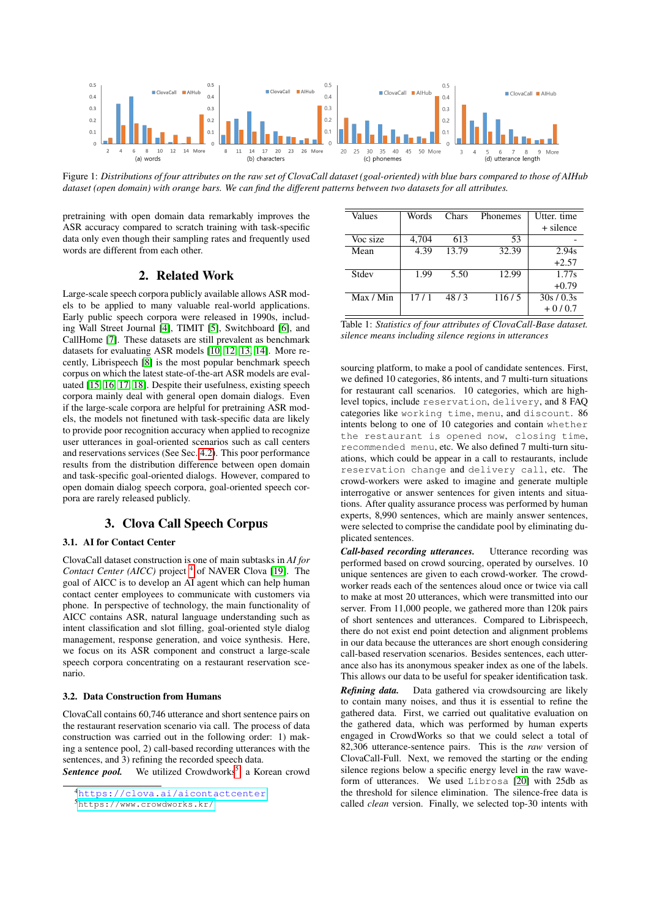Figure 1: *Distributions of four attributes on the raw set of ClovaCall dataset (goal-oriented) with blue bars compared to those of AIHub dataset (open domain) with orange bars. We can find the different patterns between two datasets for all attributes.*

pretraining with open domain data remarkably improves the ASR accuracy compared to scratch training with task-specific data only even though their sampling rates and frequently used words are different from each other.

## 2. Related Work

Large-scale speech corpora publicly available allows ASR models to be applied to many valuable real-world applications. Early public speech corpora were released in 1990s, including Wall Street Journal [4], TIMIT [5], Switchboard [6], and CallHome [7]. These datasets are still prevalent as benchmark datasets for evaluating ASR models [10, 12, 13, 14]. More recently, Librispeech [8] is the most popular benchmark speech corpus on which the latest state-of-the-art ASR models are evaluated [15, 16, 17, 18]. Despite their usefulness, existing speech corpora mainly deal with general open domain dialogs. Even if the large-scale corpora are helpful for pretraining ASR models, the models not finetuned with task-specific data are likely to provide poor recognition accuracy when applied to recognize user utterances in goal-oriented scenarios such as call centers and reservations services (See Sec. 4.2). This poor performance results from the distribution difference between open domain and task-specific goal-oriented dialogs. However, compared to open domain dialog speech corpora, goal-oriented speech corpora are rarely released publicly.

## 3. Clova Call Speech Corpus

### 3.1. AI for Contact Center

ClovaCall dataset construction is one of main subtasks in *AI for Contact Center (AICC)* project [4] of NAVER Clova [19]. The goal of AICC is to develop an AI agent which can help human contact center employees to communicate with customers via phone. In perspective of technology, the main functionality of AICC contains ASR, natural language understanding such as intent classification and slot filling, goal-oriented style dialog management, response generation, and voice synthesis. Here, we focus on its ASR component and construct a large-scale speech corpora concentrating on a restaurant reservation scenario.

### 3.2. Data Construction from Humans

ClovaCall contains 60,746 utterance and short sentence pairs on the restaurant reservation scenario via call. The process of data construction was carried out in the following order: 1) making a sentence pool, 2) call-based recording utterances with the sentences, and 3) refining the recorded speech data.

***Sentence pool.*** We utilized Crowdworks[5], a Korean crowd sourcing platform, to make a pool of candidate sentences. First, we defined 10 categories, 86 intents, and 7 multi-turn situations for restaurant call scenarios. 10 categories, which are high-level topics, include `reservation`, `delivery`, and 8 FAQ categories like `working time`, `menu`, and `discount`. 86 intents belong to one of 10 categories and contain `whether the restaurant is opened now`, `closing time`, `recommended menu`, etc. We also defined 7 multi-turn situations, which could be appear in a call to restaurants, include `reservation change` and `delivery call`, etc. The crowd-workers were asked to imagine and generate multiple interrogative or answer sentences for given intents and situations. After quality assurance process was performed by human experts, 8,990 sentences, which are mainly answer sentences, were selected to comprise the candidate pool by eliminating duplicated sentences.

| Values | Words | Chars | Phonemes | Utter. time + silence |
|---|---|---|---|---|
| Voc size | 4,704 | 613 | 53 | - |
| Mean | 4.39 | 13.79 | 32.39 | 2.94s +2.57 |
| Stdev | 1.99 | 5.50 | 12.99 | 1.77s +0.79 |
| Max / Min | 17 / 1 | 48 / 3 | 116 / 5 | 30s / 0.3s + 0 / 0.7 |

Table 1: *Statistics of four attributes of ClovaCall-Base dataset. silence means including silence regions in utterances*

***Call-based recording utterances.*** Utterance recording was performed based on crowd sourcing, operated by ourselves. 10 unique sentences are given to each crowd-worker. The crowd-worker reads each of the sentences aloud once or twice via call to make at most 20 utterances, which were transmitted into our server. From 11,000 people, we gathered more than 120k pairs of short sentences and utterances. Compared to Librispeech, there do not exist end point detection and alignment problems in our data because the utterances are short enough considering call-based reservation scenarios. Besides sentences, each utterance also has its anonymous speaker index as one of the labels. This allows our data to be useful for speaker identification task.

***Refining data.*** Data gathered via crowdsourcing are likely to contain many noises, and thus it is essential to refine the gathered data. First, we carried out qualitative evaluation on the gathered data, which was performed by human experts engaged in CrowdWorks so that we could select a total of 82,306 utterance-sentence pairs. This is the *raw* version of ClovaCall-Full. Next, we removed the starting or the ending silence regions below a specific energy level in the raw waveform of utterances. We used `Librosa` [20] with 25db as the threshold for silence elimination. The silence-free data is called *clean* version. Finally, we selected top-30 intents with

[4] https://clova.ai/aicontactcenter
[5] https://www.crowdworks.kr/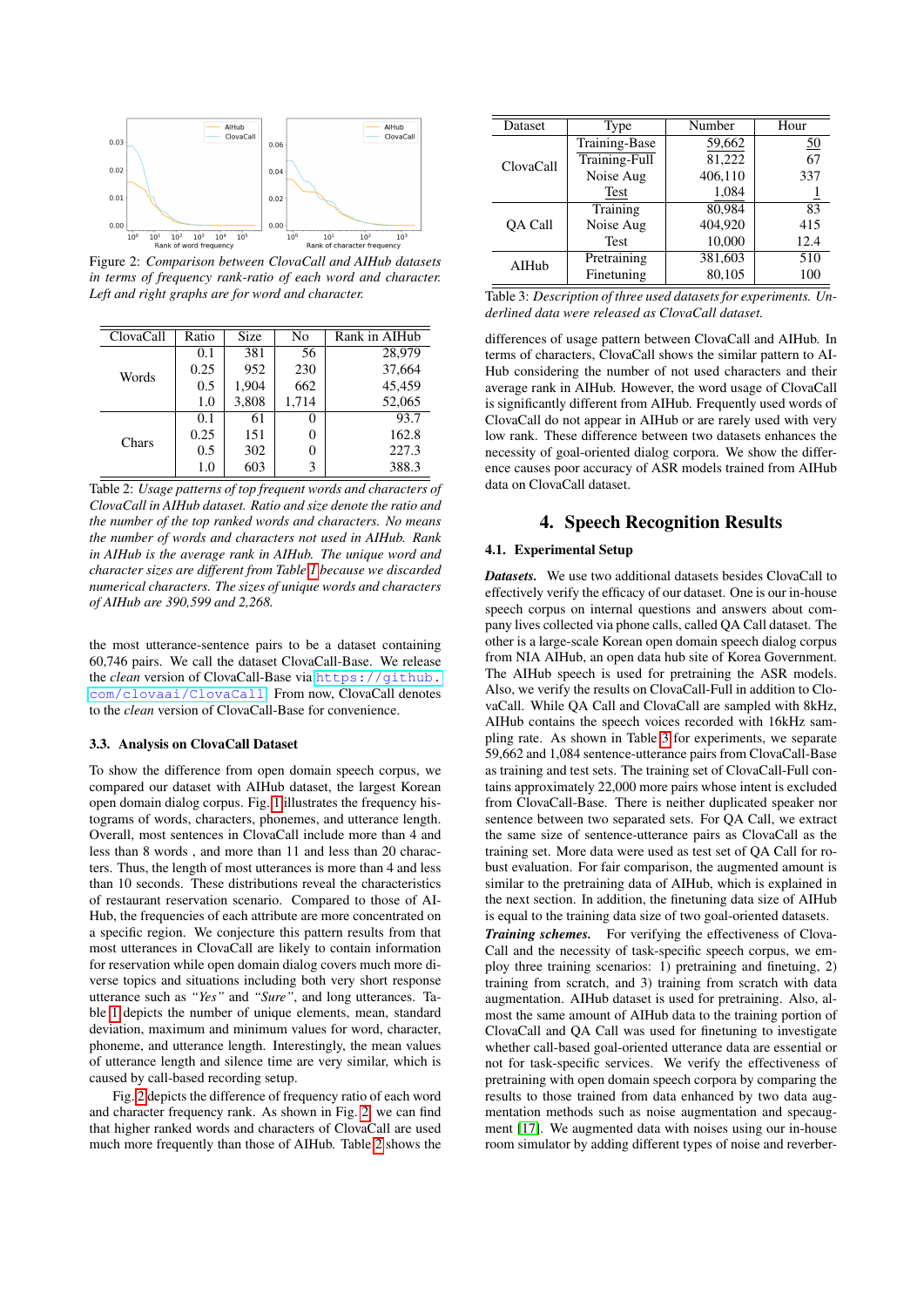Figure 2: *Comparison between ClovaCall and AIHub datasets in terms of frequency rank-ratio of each word and character. Left and right graphs are for word and character.*

| ClovaCall | Ratio | Size | No | Rank in AIHub |
|---|---|---|---|---|
| Words | 0.1 | 381 | 56 | 28,979 |
| | 0.25 | 952 | 230 | 37,664 |
| | 0.5 | 1,904 | 662 | 45,459 |
| | 1.0 | 3,808 | 1,714 | 52,065 |
| Chars | 0.1 | 61 | 0 | 93.7 |
| | 0.25 | 151 | 0 | 162.8 |
| | 0.5 | 302 | 0 | 227.3 |
| | 1.0 | 603 | 3 | 388.3 |

Table 2: *Usage patterns of top frequent words and characters of ClovaCall in AIHub dataset. Ratio and size denote the ratio and the number of the top ranked words and characters. No means the number of words and characters not used in AIHub. Rank in AIHub is the average rank in AIHub. The unique word and character sizes are different from Table 1 because we discarded numerical characters. The sizes of unique words and characters of AIHub are 390,599 and 2,268.*

the most utterance-sentence pairs to be a dataset containing 60,746 pairs. We call the dataset ClovaCall-Base. We release the *clean* version of ClovaCall-Base via https://github.com/clovaai/ClovaCall. From now, ClovaCall denotes to the *clean* version of ClovaCall-Base for convenience.

### 3.3. Analysis on ClovaCall Dataset

To show the difference from open domain speech corpus, we compared our dataset with AIHub dataset, the largest Korean open domain dialog corpus. Fig. 1 illustrates the frequency histograms of words, characters, phonemes, and utterance length. Overall, most sentences in ClovaCall include more than 4 and less than 8 words , and more than 11 and less than 20 characters. Thus, the length of most utterances is more than 4 and less than 10 seconds. These distributions reveal the characteristics of restaurant reservation scenario. Compared to those of AIHub, the frequencies of each attribute are more concentrated on a specific region. We conjecture this pattern results from that most utterances in ClovaCall are likely to contain information for reservation while open domain dialog covers much more diverse topics and situations including both very short response utterance such as *"Yes"* and *"Sure"*, and long utterances. Table 1 depicts the number of unique elements, mean, standard deviation, maximum and minimum values for word, character, phoneme, and utterance length. Interestingly, the mean values of utterance length and silence time are very similar, which is caused by call-based recording setup.

Fig. 2 depicts the difference of frequency ratio of each word and character frequency rank. As shown in Fig. 2, we can find that higher ranked words and characters of ClovaCall are used much more frequently than those of AIHub. Table 2 shows the differences of usage pattern between ClovaCall and AIHub. In terms of characters, ClovaCall shows the similar pattern to AIHub considering the number of not used characters and their average rank in AIHub. However, the word usage of ClovaCall is significantly different from AIHub. Frequently used words of ClovaCall do not appear in AIHub or are rarely used with very low rank. These difference between two datasets enhances the necessity of goal-oriented dialog corpora. We show the difference causes poor accuracy of ASR models trained from AIHub data on ClovaCall dataset.

| Dataset | Type | Number | Hour |
|---|---|---|---|
| ClovaCall | Training-Base | 59,662 | 50 |
| | Training-Full | 81,222 | 67 |
| | Noise Aug | 406,110 | 337 |
| | Test | 1,084 | 1 |
| QA Call | Training | 80,984 | 83 |
| | Noise Aug | 404,920 | 415 |
| | Test | 10,000 | 12.4 |
| AIHub | Pretraining | 381,603 | 510 |
| | Finetuning | 80,105 | 100 |

Table 3: *Description of three used datasets for experiments. Underlined data were released as ClovaCall dataset.*

## 4. Speech Recognition Results

### 4.1. Experimental Setup

***Datasets.*** We use two additional datasets besides ClovaCall to effectively verify the efficacy of our dataset. One is our in-house speech corpus on internal questions and answers about company lives collected via phone calls, called QA Call dataset. The other is a large-scale Korean open domain speech dialog corpus from NIA AIHub, an open data hub site of Korea Government. The AIHub speech is used for pretraining the ASR models. Also, we verify the results on ClovaCall-Full in addition to ClovaCall. While QA Call and ClovaCall are sampled with 8kHz, AIHub contains the speech voices recorded with 16kHz sampling rate. As shown in Table 3 for experiments, we separate 59,662 and 1,084 sentence-utterance pairs from ClovaCall-Base as training and test sets. The training set of ClovaCall-Full contains approximately 22,000 more pairs whose intent is excluded from ClovaCall-Base. There is neither duplicated speaker nor sentence between two separated sets. For QA Call, we extract the same size of sentence-utterance pairs as ClovaCall as the training set. More data were used as test set of QA Call for robust evaluation. For fair comparison, the augmented amount is similar to the pretraining data of AIHub, which is explained in the next section. In addition, the finetuning data size of AIHub is equal to the training data size of two goal-oriented datasets.

***Training schemes.*** For verifying the effectiveness of ClovaCall and the necessity of task-specific speech corpus, we employ three training scenarios: 1) pretraining and finetuning, 2) training from scratch, and 3) training from scratch with data augmentation. AIHub dataset is used for pretraining. Also, almost the same amount of AIHub data to the training portion of ClovaCall and QA Call was used for finetuning to investigate whether call-based goal-oriented utterance data are essential or not for task-specific services. We verify the effectiveness of pretraining with open domain speech corpus by comparing the results to those trained from data enhanced by two data augmentation methods such as noise augmentation and specaugment [17]. We augmented data with noises using our in-house room simulator by adding different types of noise and reverber-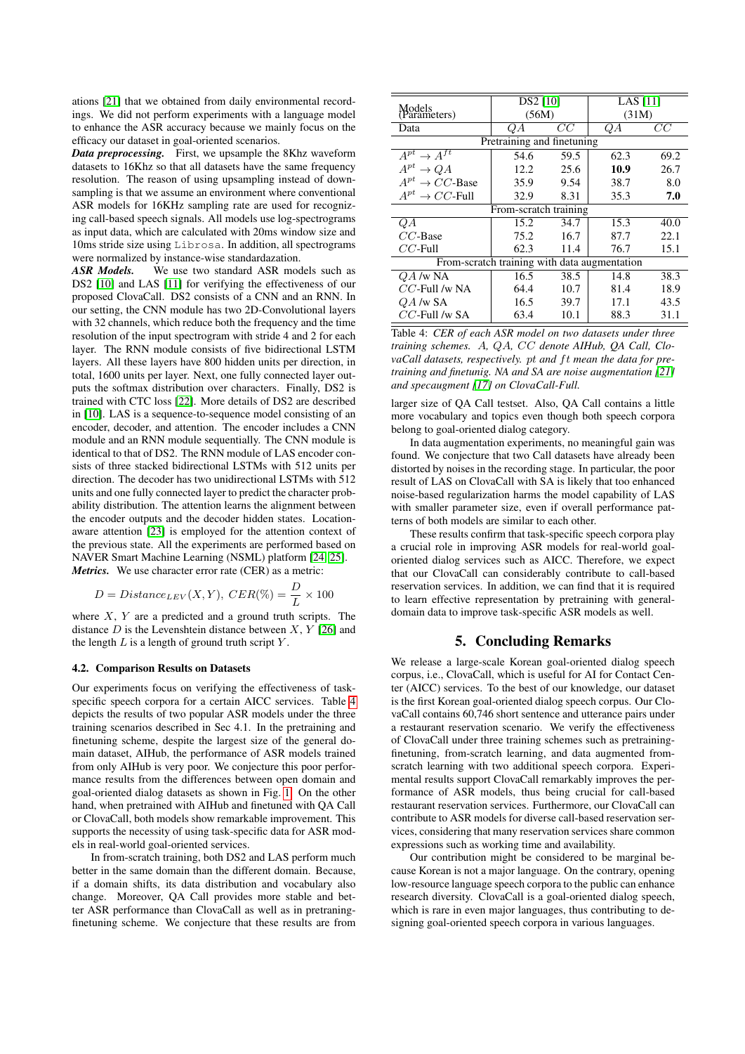ations [21] that we obtained from daily environmental recordings. We did not perform experiments with a language model to enhance the ASR accuracy because we mainly focus on the efficacy our dataset in goal-oriented scenarios.

***Data preprocessing.*** First, we upsample the 8Khz waveform datasets to 16Khz so that all datasets have the same frequency resolution. The reason of using upsampling instead of downsampling is that we assume an environment where conventional ASR models for 16KHz sampling rate are used for recognizing call-based speech signals. All models use log-spectrograms as input data, which are calculated with 20ms window size and 10ms stride size using `Librosa`. In addition, all spectrograms were normalized by instance-wise standardazation.

***ASR Models.*** We use two standard ASR models such as DS2 [10] and LAS [11] for verifying the effectiveness of our proposed ClovaCall. DS2 consists of a CNN and an RNN. In our setting, the CNN module has two 2D-Convolutional layers with 32 channels, which reduce both the frequency and the time resolution of the input spectrogram with stride 4 and 2 for each layer. The RNN module consists of five bidirectional LSTM layers. All these layers have 800 hidden units per direction, in total, 1600 units per layer. Next, one fully connected layer outputs the softmax distribution over characters. Finally, DS2 is trained with CTC loss [22]. More details of DS2 are described in [10]. LAS is a sequence-to-sequence model consisting of an encoder, decoder, and attention. The encoder includes a CNN module and an RNN module sequentially. The CNN module is identical to that of DS2. The RNN module of LAS encoder consists of three stacked bidirectional LSTMs with 512 units per direction. The decoder has two unidirectional LSTMs with 512 units and one fully connected layer to predict the character probability distribution. The attention learns the alignment between the encoder outputs and the decoder hidden states. Location-aware attention [23] is employed for the attention context of the previous state. All the experiments are performed based on NAVER Smart Machine Learning (NSML) platform [24, 25].

***Metrics.*** We use character error rate (CER) as a metric:

$$D = Distance_{LEV}(X, Y),\ CER(\%) = \frac{D}{L} \times 100$$

where $X$, $Y$ are a predicted and a ground truth scripts. The distance $D$ is the Levenshtein distance between $X$, $Y$ [26] and the length $L$ is a length of ground truth script $Y$.

### 4.2. Comparison Results on Datasets

Our experiments focus on verifying the effectiveness of task-specific speech corpora for a certain AICC services. Table 4 depicts the results of two popular ASR models under the three training scenarios described in Sec 4.1. In the pretraining and finetuning scheme, despite the largest size of the general domain dataset, AIHub, the performance of ASR models trained from only AIHub is very poor. We conjecture this poor performance results from the differences between open domain and goal-oriented dialog datasets as shown in Fig. 1. On the other hand, when pretrained with AIHub and finetuned with QA Call or ClovaCall, both models show remarkable improvement. This supports the necessity of using task-specific data for ASR models in real-world goal-oriented services.

In from-scratch training, both DS2 and LAS perform much better in the same domain than the different domain. Because, if a domain shifts, its data distribution and vocabulary also change. Moreover, QA Call provides more stable and better ASR performance than ClovaCall as well as in pretraining-finetuning scheme. We conjecture that these results are from

| Models (Parameters) | DS2 [10] (56M) | | LAS [11] (31M) | |
|---|---|---|---|---|
| Data | $QA$ | $CC$ | $QA$ | $CC$ |
| **Pretraining and finetuning** | | | | |
| $A^{pt} \to A^{ft}$ | 54.6 | 59.5 | 62.3 | 69.2 |
| $A^{pt} \to QA$ | 12.2 | 25.6 | **10.9** | 26.7 |
| $A^{pt} \to CC$-Base | 35.9 | 9.54 | 38.7 | 8.0 |
| $A^{pt} \to CC$-Full | 32.9 | 8.31 | 35.3 | **7.0** |
| **From-scratch training** | | | | |
| $QA$ | 15.2 | 34.7 | 15.3 | 40.0 |
| $CC$-Base | 75.2 | 16.7 | 87.7 | 22.1 |
| $CC$-Full | 62.3 | 11.4 | 76.7 | 15.1 |
| **From-scratch training with data augmentation** | | | | |
| $QA$ /w NA | 16.5 | 38.5 | 14.8 | 38.3 |
| $CC$-Full /w NA | 64.4 | 10.7 | 81.4 | 18.9 |
| $QA$ /w SA | 16.5 | 39.7 | 17.1 | 43.5 |
| $CC$-Full /w SA | 63.4 | 10.1 | 88.3 | 31.1 |

Table 4: *CER of each ASR model on two datasets under three training schemes. $A$, $QA$, $CC$ denote AIHub, QA Call, ClovaCall datasets, respectively. $pt$ and $ft$ mean the data for pretraining and finetunig. NA and SA are noise augmentation [21] and specaugment [17] on ClovaCall-Full.*

larger size of QA Call testset. Also, QA Call contains a little more vocabulary and topics even though both speech corpora belong to goal-oriented dialog category.

In data augmentation experiments, no meaningful gain was found. We conjecture that two Call datasets have already been distorted by noises in the recording stage. In particular, the poor result of LAS on ClovaCall with SA is likely that too enhanced noise-based regularization harms the model capability of LAS with smaller parameter size, even if overall performance patterns of both models are similar to each other.

These results confirm that task-specific speech corpora play a crucial role in improving ASR models for real-world goal-oriented dialog services such as AICC. Therefore, we expect that our ClovaCall can considerably contribute to call-based reservation services. In addition, we can find that it is required to learn effective representation by pretraining with general-domain data to improve task-specific ASR models as well.

## 5. Concluding Remarks

We release a large-scale Korean goal-oriented dialog speech corpus, i.e., ClovaCall, which is useful for AI for Contact Center (AICC) services. To the best of our knowledge, our dataset is the first Korean goal-oriented dialog speech corpus. Our ClovaCall contains 60,746 short sentence and utterance pairs under a restaurant reservation scenario. We verify the effectiveness of ClovaCall under three training schemes such as pretraining-finetuning, from-scratch learning, and data augmented from-scratch learning with two additional speech corpora. Experimental results support ClovaCall remarkably improves the performance of ASR models, thus being crucial for call-based restaurant reservation services. Furthermore, our ClovaCall can contribute to ASR models for diverse call-based reservation services, considering that many reservation services share common expressions such as working time and availability.

Our contribution might be considered to be marginal because Korean is not a major language. On the contrary, opening low-resource language speech corpora to the public can enhance research diversity. ClovaCall is a goal-oriented dialog speech, which is rare in even major languages, thus contributing to designing goal-oriented speech corpora in various languages.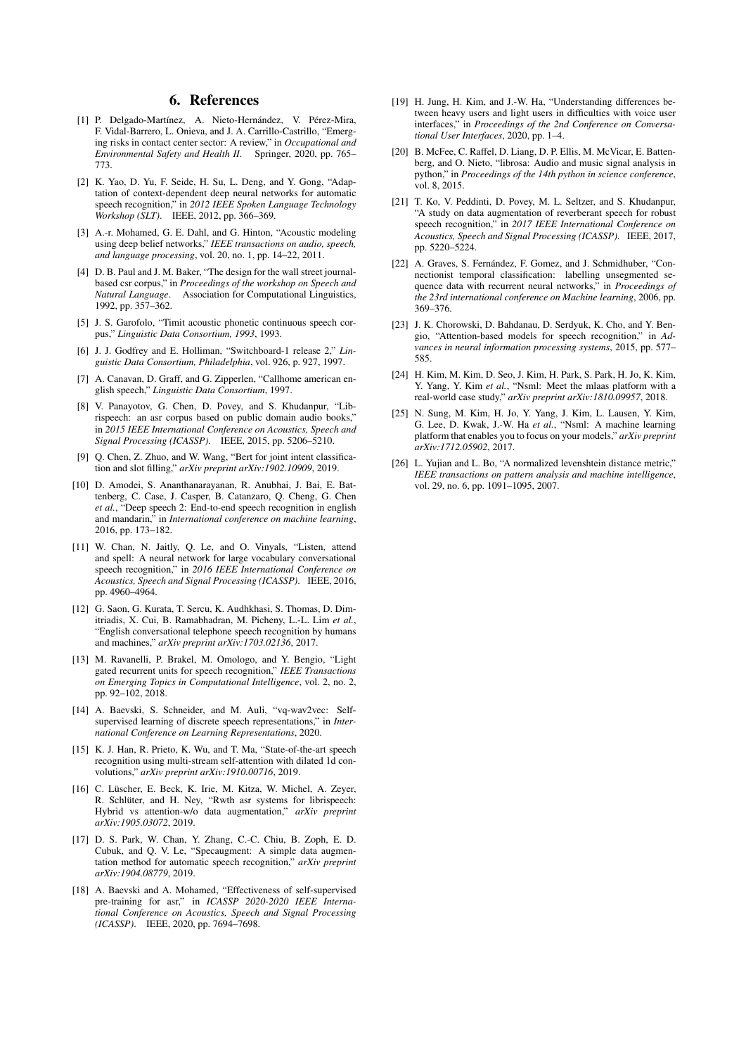## 6. References

[1] P. Delgado-Martínez, A. Nieto-Hernández, V. Pérez-Mira, F. Vidal-Barrero, L. Onieva, and J. A. Carrillo-Castrillo, "Emerging risks in contact center sector: A review," in *Occupational and Environmental Safety and Health II*. Springer, 2020, pp. 765–773.

[2] K. Yao, D. Yu, F. Seide, H. Su, L. Deng, and Y. Gong, "Adaptation of context-dependent deep neural networks for automatic speech recognition," in *2012 IEEE Spoken Language Technology Workshop (SLT)*. IEEE, 2012, pp. 366–369.

[3] A.-r. Mohamed, G. E. Dahl, and G. Hinton, "Acoustic modeling using deep belief networks," *IEEE transactions on audio, speech, and language processing*, vol. 20, no. 1, pp. 14–22, 2011.

[4] D. B. Paul and J. M. Baker, "The design for the wall street journal-based csr corpus," in *Proceedings of the workshop on Speech and Natural Language*. Association for Computational Linguistics, 1992, pp. 357–362.

[5] J. S. Garofolo, "Timit acoustic phonetic continuous speech corpus," *Linguistic Data Consortium, 1993*, 1993.

[6] J. J. Godfrey and E. Holliman, "Switchboard-1 release 2," *Linguistic Data Consortium, Philadelphia*, vol. 926, p. 927, 1997.

[7] A. Canavan, D. Graff, and G. Zipperlen, "Callhome american english speech," *Linguistic Data Consortium*, 1997.

[8] V. Panayotov, G. Chen, D. Povey, and S. Khudanpur, "Librispeech: an asr corpus based on public domain audio books," in *2015 IEEE International Conference on Acoustics, Speech and Signal Processing (ICASSP)*. IEEE, 2015, pp. 5206–5210.

[9] Q. Chen, Z. Zhuo, and W. Wang, "Bert for joint intent classification and slot filling," *arXiv preprint arXiv:1902.10909*, 2019.

[10] D. Amodei, S. Ananthanarayanan, R. Anubhai, J. Bai, E. Battenberg, C. Case, J. Casper, B. Catanzaro, Q. Cheng, G. Chen *et al.*, "Deep speech 2: End-to-end speech recognition in english and mandarin," in *International conference on machine learning*, 2016, pp. 173–182.

[11] W. Chan, N. Jaitly, Q. Le, and O. Vinyals, "Listen, attend and spell: A neural network for large vocabulary conversational speech recognition," in *2016 IEEE International Conference on Acoustics, Speech and Signal Processing (ICASSP)*. IEEE, 2016, pp. 4960–4964.

[12] G. Saon, G. Kurata, T. Sercu, K. Audhkhasi, S. Thomas, D. Dimitriadis, X. Cui, B. Ramabhadran, M. Picheny, L.-L. Lim *et al.*, "English conversational telephone speech recognition by humans and machines," *arXiv preprint arXiv:1703.02136*, 2017.

[13] M. Ravanelli, P. Brakel, M. Omologo, and Y. Bengio, "Light gated recurrent units for speech recognition," *IEEE Transactions on Emerging Topics in Computational Intelligence*, vol. 2, no. 2, pp. 92–102, 2018.

[14] A. Baevski, S. Schneider, and M. Auli, "vq-wav2vec: Self-supervised learning of discrete speech representations," in *International Conference on Learning Representations*, 2020.

[15] K. J. Han, R. Prieto, K. Wu, and T. Ma, "State-of-the-art speech recognition using multi-stream self-attention with dilated 1d convolutions," *arXiv preprint arXiv:1910.00716*, 2019.

[16] C. Lüscher, E. Beck, K. Irie, M. Kitza, W. Michel, A. Zeyer, R. Schlüter, and H. Ney, "Rwth asr systems for librispeech: Hybrid vs attention-w/o data augmentation," *arXiv preprint arXiv:1905.03072*, 2019.

[17] D. S. Park, W. Chan, Y. Zhang, C.-C. Chiu, B. Zoph, E. D. Cubuk, and Q. V. Le, "Specaugment: A simple data augmentation method for automatic speech recognition," *arXiv preprint arXiv:1904.08779*, 2019.

[18] A. Baevski and A. Mohamed, "Effectiveness of self-supervised pre-training for asr," in *ICASSP 2020-2020 IEEE International Conference on Acoustics, Speech and Signal Processing (ICASSP)*. IEEE, 2020, pp. 7694–7698.

[19] H. Jung, H. Kim, and J.-W. Ha, "Understanding differences between heavy users and light users in difficulties with voice user interfaces," in *Proceedings of the 2nd Conference on Conversational User Interfaces*, 2020, pp. 1–4.

[20] B. McFee, C. Raffel, D. Liang, D. P. Ellis, M. McVicar, E. Battenberg, and O. Nieto, "librosa: Audio and music signal analysis in python," in *Proceedings of the 14th python in science conference*, vol. 8, 2015.

[21] T. Ko, V. Peddinti, D. Povey, M. L. Seltzer, and S. Khudanpur, "A study on data augmentation of reverberant speech for robust speech recognition," in *2017 IEEE International Conference on Acoustics, Speech and Signal Processing (ICASSP)*. IEEE, 2017, pp. 5220–5224.

[22] A. Graves, S. Fernández, F. Gomez, and J. Schmidhuber, "Connectionist temporal classification: labelling unsegmented sequence data with recurrent neural networks," in *Proceedings of the 23rd international conference on Machine learning*, 2006, pp. 369–376.

[23] J. K. Chorowski, D. Bahdanau, D. Serdyuk, K. Cho, and Y. Bengio, "Attention-based models for speech recognition," in *Advances in neural information processing systems*, 2015, pp. 577–585.

[24] H. Kim, M. Kim, D. Seo, J. Kim, H. Park, S. Park, H. Jo, K. Kim, Y. Yang, Y. Kim *et al.*, "Nsml: Meet the mlaas platform with a real-world case study," *arXiv preprint arXiv:1810.09957*, 2018.

[25] N. Sung, M. Kim, H. Jo, Y. Yang, J. Kim, L. Lausen, Y. Kim, G. Lee, D. Kwak, J.-W. Ha *et al.*, "Nsml: A machine learning platform that enables you to focus on your models," *arXiv preprint arXiv:1712.05902*, 2017.

[26] L. Yujian and L. Bo, "A normalized levenshtein distance metric," *IEEE transactions on pattern analysis and machine intelligence*, vol. 29, no. 6, pp. 1091–1095, 2007.